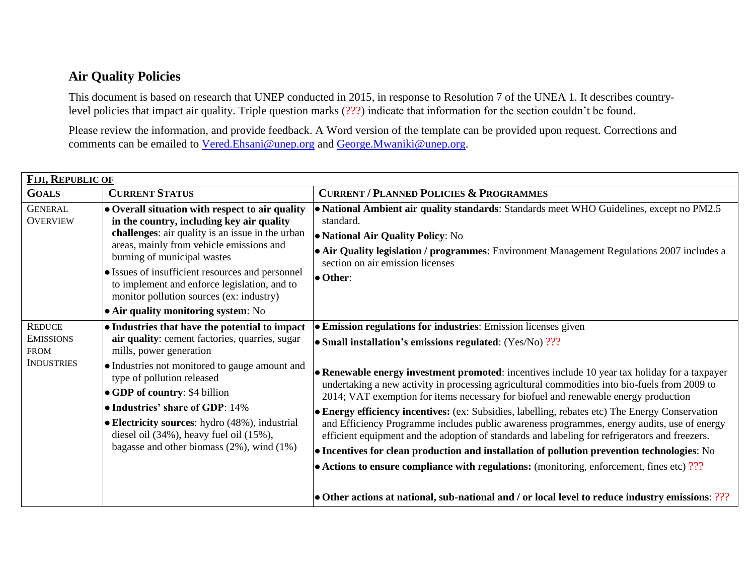## Air Quality Policies

This document is based on research that UNEP conducted in 2015, in response to Resolution 7 of the UNEA 1. It describes country-level policies that impact air quality. Triple question marks (???) indicate that information for the section couldn't be found.

Please review the information, and provide feedback. A Word version of the template can be provided upon request. Corrections and comments can be emailed to Vered.Ehsani@unep.org and George.Mwaniki@unep.org.

| **FIJI, REPUBLIC OF** | | |
|---|---|---|
| **GOALS** | **CURRENT STATUS** | **CURRENT / PLANNED POLICIES & PROGRAMMES** |
| GENERAL OVERVIEW | • **Overall situation with respect to air quality in the country, including key air quality challenges**: air quality is an issue in the urban areas, mainly from vehicle emissions and burning of municipal wastes<br>• Issues of insufficient resources and personnel to implement and enforce legislation, and to monitor pollution sources (ex: industry)<br>• **Air quality monitoring system**: No | • **National Ambient air quality standards**: Standards meet WHO Guidelines, except no PM2.5 standard.<br>• **National Air Quality Policy**: No<br>• **Air Quality legislation / programmes**: Environment Management Regulations 2007 includes a section on air emission licenses<br>• **Other**: |
| REDUCE EMISSIONS FROM INDUSTRIES | • **Industries that have the potential to impact air quality**: cement factories, quarries, sugar mills, power generation<br>• Industries not monitored to gauge amount and type of pollution released<br>• **GDP of country**: $4 billion<br>• **Industries' share of GDP**: 14%<br>• **Electricity sources**: hydro (48%), industrial diesel oil (34%), heavy fuel oil (15%), bagasse and other biomass (2%), wind (1%) | • **Emission regulations for industries**: Emission licenses given<br>• **Small installation's emissions regulated**: (Yes/No) ???<br>• **Renewable energy investment promoted**: incentives include 10 year tax holiday for a taxpayer undertaking a new activity in processing agricultural commodities into bio-fuels from 2009 to 2014; VAT exemption for items necessary for biofuel and renewable energy production<br>• **Energy efficiency incentives:** (ex: Subsidies, labelling, rebates etc) The Energy Conservation and Efficiency Programme includes public awareness programmes, energy audits, use of energy efficient equipment and the adoption of standards and labeling for refrigerators and freezers.<br>• **Incentives for clean production and installation of pollution prevention technologies**: No<br>• **Actions to ensure compliance with regulations:** (monitoring, enforcement, fines etc) ???<br>• **Other actions at national, sub-national and / or local level to reduce industry emissions**: ??? |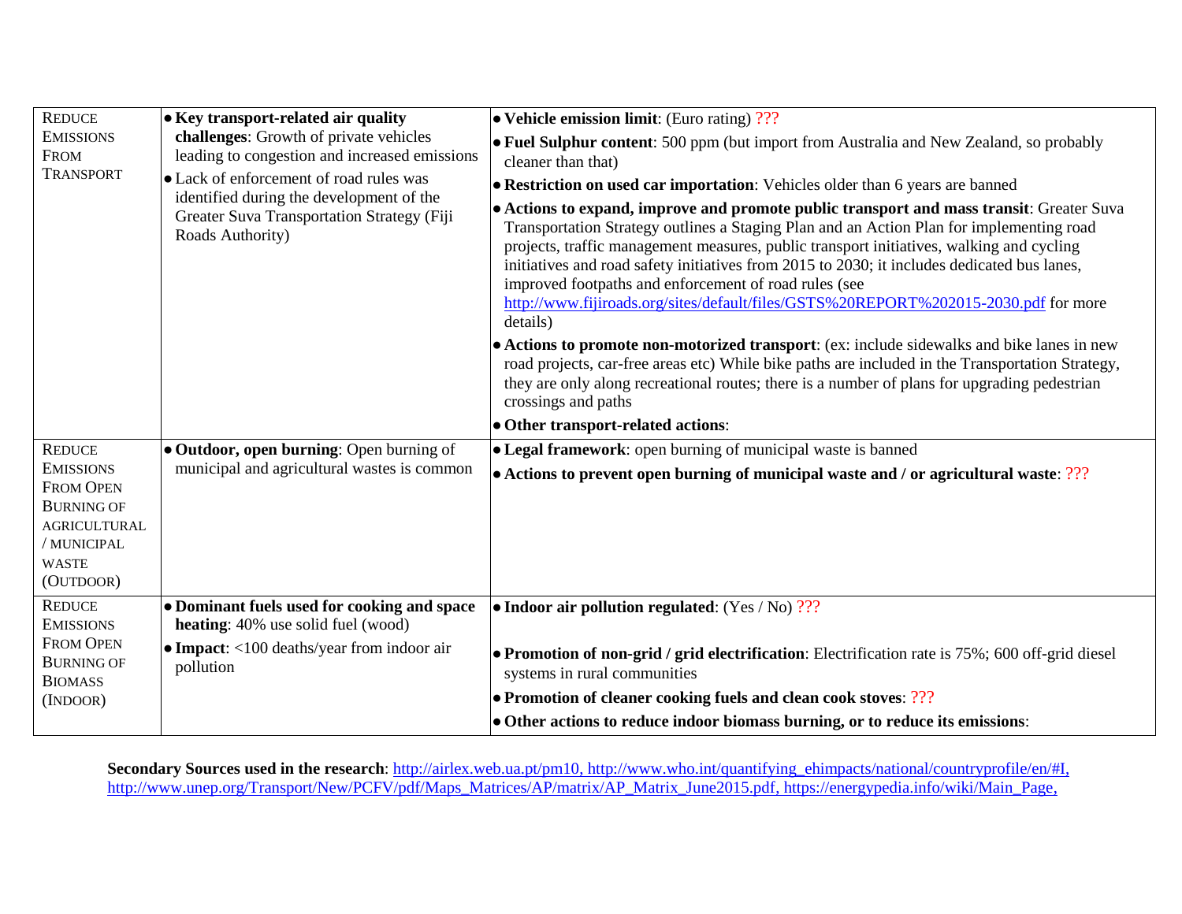| | | |
|---|---|---|
| REDUCE EMISSIONS FROM TRANSPORT | • **Key transport-related air quality challenges**: Growth of private vehicles leading to congestion and increased emissions<br>• Lack of enforcement of road rules was identified during the development of the Greater Suva Transportation Strategy (Fiji Roads Authority) | • **Vehicle emission limit**: (Euro rating) ???<br>• **Fuel Sulphur content**: 500 ppm (but import from Australia and New Zealand, so probably cleaner than that)<br>• **Restriction on used car importation**: Vehicles older than 6 years are banned<br>• **Actions to expand, improve and promote public transport and mass transit**: Greater Suva Transportation Strategy outlines a Staging Plan and an Action Plan for implementing road projects, traffic management measures, public transport initiatives, walking and cycling initiatives and road safety initiatives from 2015 to 2030; it includes dedicated bus lanes, improved footpaths and enforcement of road rules (see http://www.fijiroads.org/sites/default/files/GSTS%20REPORT%202015-2030.pdf for more details)<br>• **Actions to promote non-motorized transport**: (ex: include sidewalks and bike lanes in new road projects, car-free areas etc) While bike paths are included in the Transportation Strategy, they are only along recreational routes; there is a number of plans for upgrading pedestrian crossings and paths<br>• **Other transport-related actions**: |
| REDUCE EMISSIONS FROM OPEN BURNING OF AGRICULTURAL / MUNICIPAL WASTE (OUTDOOR) | • **Outdoor, open burning**: Open burning of municipal and agricultural wastes is common | • **Legal framework**: open burning of municipal waste is banned<br>• **Actions to prevent open burning of municipal waste and / or agricultural waste**: ??? |
| REDUCE EMISSIONS FROM OPEN BURNING OF BIOMASS (INDOOR) | • **Dominant fuels used for cooking and space heating**: 40% use solid fuel (wood)<br>• **Impact**: <100 deaths/year from indoor air pollution | • **Indoor air pollution regulated**: (Yes / No) ???<br>• **Promotion of non-grid / grid electrification**: Electrification rate is 75%; 600 off-grid diesel systems in rural communities<br>• **Promotion of cleaner cooking fuels and clean cook stoves**: ???<br>• **Other actions to reduce indoor biomass burning, or to reduce its emissions**: |

**Secondary Sources used in the research**: http://airlex.web.ua.pt/pm10, http://www.who.int/quantifying_ehimpacts/national/countryprofile/en/#I, http://www.unep.org/Transport/New/PCFV/pdf/Maps_Matrices/AP/matrix/AP_Matrix_June2015.pdf, https://energypedia.info/wiki/Main_Page,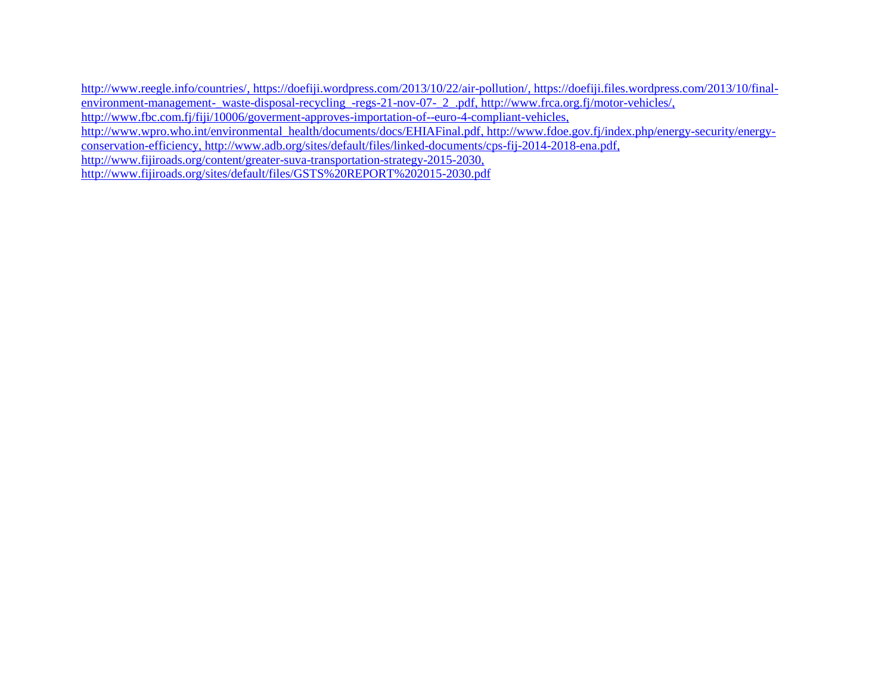http://www.reegle.info/countries/, https://doefiji.wordpress.com/2013/10/22/air-pollution/, https://doefiji.files.wordpress.com/2013/10/final-environment-management-_waste-disposal-recycling_-regs-21-nov-07-_2_.pdf, http://www.frca.org.fj/motor-vehicles/, http://www.fbc.com.fj/fiji/10006/goverment-approves-importation-of--euro-4-compliant-vehicles, http://www.wpro.who.int/environmental_health/documents/docs/EHIAFinal.pdf, http://www.fdoe.gov.fj/index.php/energy-security/energy-conservation-efficiency, http://www.adb.org/sites/default/files/linked-documents/cps-fij-2014-2018-ena.pdf, http://www.fijiroads.org/content/greater-suva-transportation-strategy-2015-2030, http://www.fijiroads.org/sites/default/files/GSTS%20REPORT%202015-2030.pdf